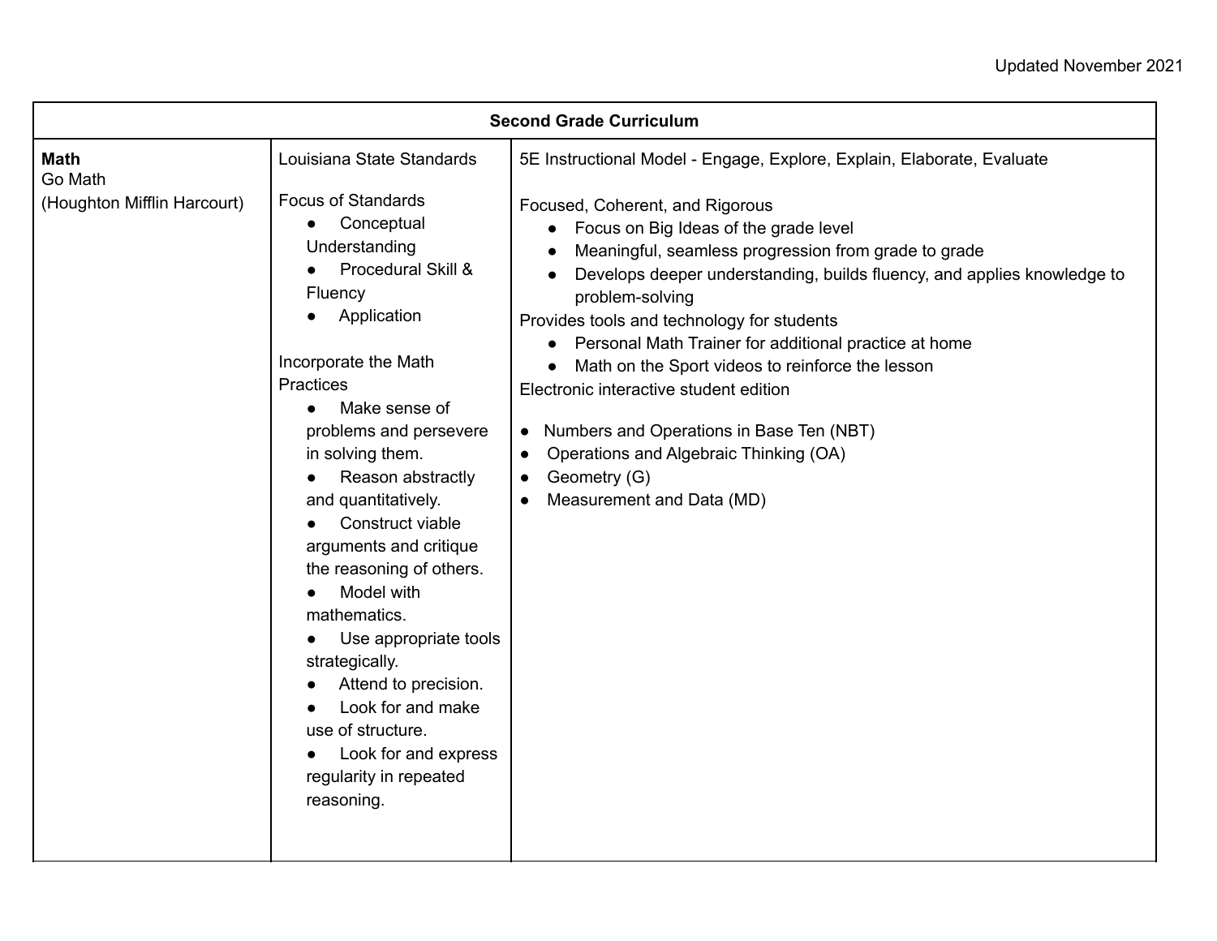Updated November 2021

| Second Grade Curriculum | | |
|---|---|---|
| **Math**<br>Go Math<br>(Houghton Mifflin Harcourt) | Louisiana State Standards<br><br>Focus of Standards<br>● Conceptual Understanding<br>● Procedural Skill & Fluency<br>● Application<br><br>Incorporate the Math Practices<br>● Make sense of problems and persevere in solving them.<br>● Reason abstractly and quantitatively.<br>● Construct viable arguments and critique the reasoning of others.<br>● Model with mathematics.<br>● Use appropriate tools strategically.<br>● Attend to precision.<br>● Look for and make use of structure.<br>● Look for and express regularity in repeated reasoning. | 5E Instructional Model - Engage, Explore, Explain, Elaborate, Evaluate<br><br>Focused, Coherent, and Rigorous<br>● Focus on Big Ideas of the grade level<br>● Meaningful, seamless progression from grade to grade<br>● Develops deeper understanding, builds fluency, and applies knowledge to problem-solving<br>Provides tools and technology for students<br>● Personal Math Trainer for additional practice at home<br>● Math on the Sport videos to reinforce the lesson<br>Electronic interactive student edition<br><br>● Numbers and Operations in Base Ten (NBT)<br>● Operations and Algebraic Thinking (OA)<br>● Geometry (G)<br>● Measurement and Data (MD) |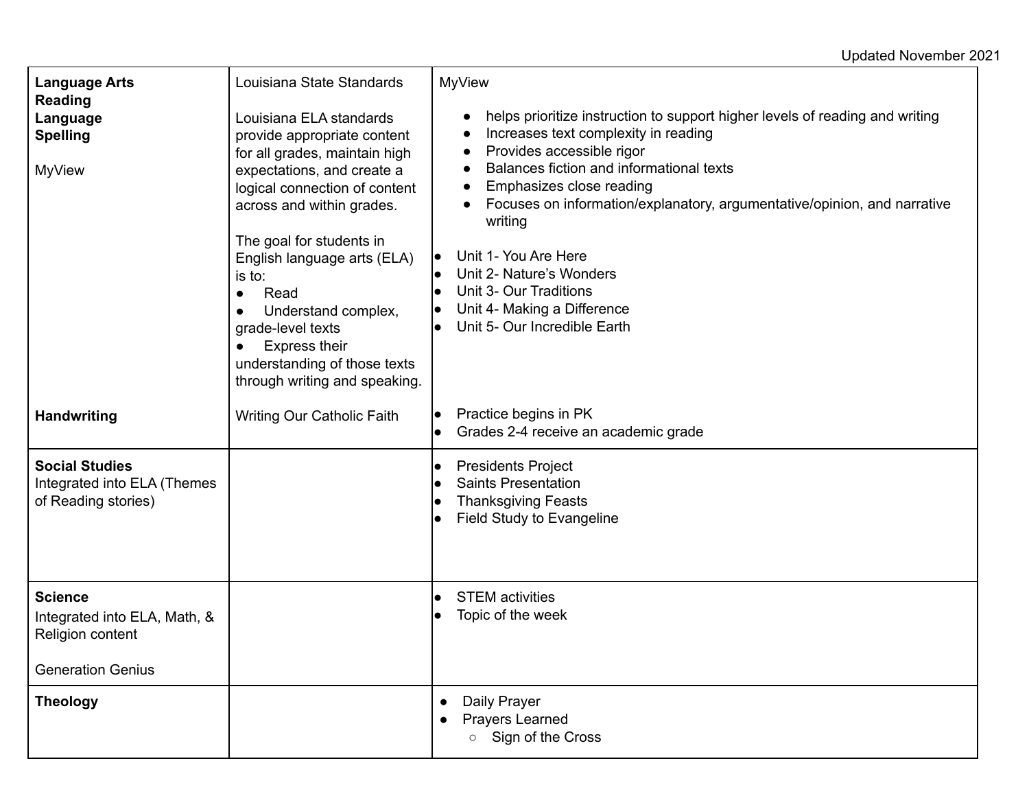Updated November 2021

| | | |
|---|---|---|
| **Language Arts**<br>**Reading**<br>**Language**<br>**Spelling**<br><br>MyView<br><br><br><br><br><br><br><br><br><br><br><br>**Handwriting** | Louisiana State Standards<br><br>Louisiana ELA standards provide appropriate content for all grades, maintain high expectations, and create a logical connection of content across and within grades.<br><br>The goal for students in English language arts (ELA) is to:<br>● Read<br>● Understand complex, grade-level texts<br>● Express their understanding of those texts through writing and speaking.<br><br>Writing Our Catholic Faith | MyView<br><br>● helps prioritize instruction to support higher levels of reading and writing<br>● Increases text complexity in reading<br>● Provides accessible rigor<br>● Balances fiction and informational texts<br>● Emphasizes close reading<br>● Focuses on information/explanatory, argumentative/opinion, and narrative writing<br><br>● Unit 1- You Are Here<br>● Unit 2- Nature's Wonders<br>● Unit 3- Our Traditions<br>● Unit 4- Making a Difference<br>● Unit 5- Our Incredible Earth<br><br><br><br><br>● Practice begins in PK<br>● Grades 2-4 receive an academic grade |
| **Social Studies**<br>Integrated into ELA (Themes of Reading stories) | | ● Presidents Project<br>● Saints Presentation<br>● Thanksgiving Feasts<br>● Field Study to Evangeline |
| **Science**<br>Integrated into ELA, Math, & Religion content<br><br>Generation Genius | | ● STEM activities<br>● Topic of the week |
| **Theology** | | ● Daily Prayer<br>● Prayers Learned<br>&nbsp;&nbsp;&nbsp;&nbsp;○ Sign of the Cross |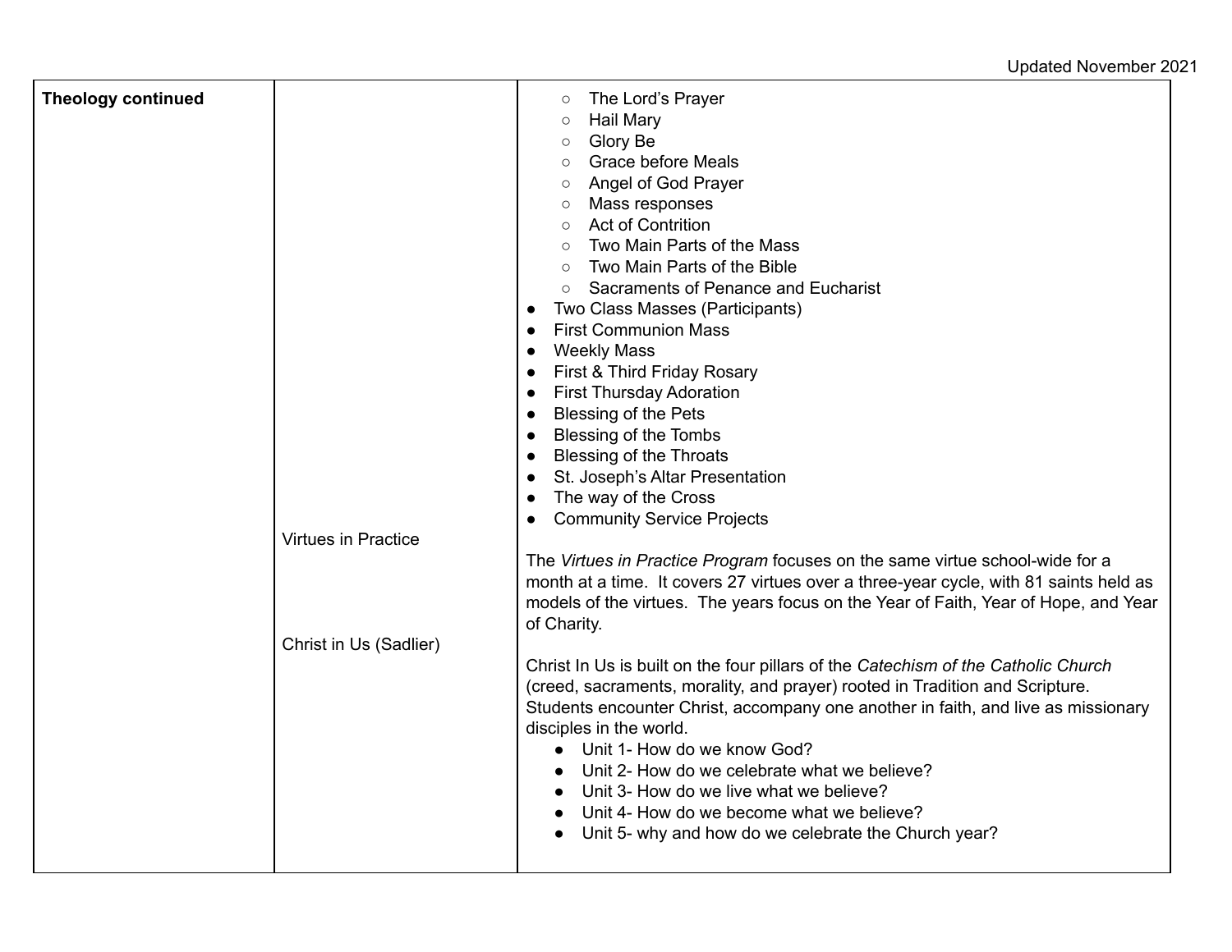| Theology continued | | |
|---|---|---|
| | | ○ The Lord's Prayer<br>○ Hail Mary<br>○ Glory Be<br>○ Grace before Meals<br>○ Angel of God Prayer<br>○ Mass responses<br>○ Act of Contrition<br>○ Two Main Parts of the Mass<br>○ Two Main Parts of the Bible<br>○ Sacraments of Penance and Eucharist<br>● Two Class Masses (Participants)<br>● First Communion Mass<br>● Weekly Mass<br>● First & Third Friday Rosary<br>● First Thursday Adoration<br>● Blessing of the Pets<br>● Blessing of the Tombs<br>● Blessing of the Throats<br>● St. Joseph's Altar Presentation<br>● The way of the Cross<br>● Community Service Projects |
| | Virtues in Practice | The *Virtues in Practice Program* focuses on the same virtue school-wide for a month at a time. It covers 27 virtues over a three-year cycle, with 81 saints held as models of the virtues. The years focus on the Year of Faith, Year of Hope, and Year of Charity. |
| | Christ in Us (Sadlier) | Christ In Us is built on the four pillars of the *Catechism of the Catholic Church* (creed, sacraments, morality, and prayer) rooted in Tradition and Scripture. Students encounter Christ, accompany one another in faith, and live as missionary disciples in the world.<br>● Unit 1- How do we know God?<br>● Unit 2- How do we celebrate what we believe?<br>● Unit 3- How do we live what we believe?<br>● Unit 4- How do we become what we believe?<br>● Unit 5- why and how do we celebrate the Church year? |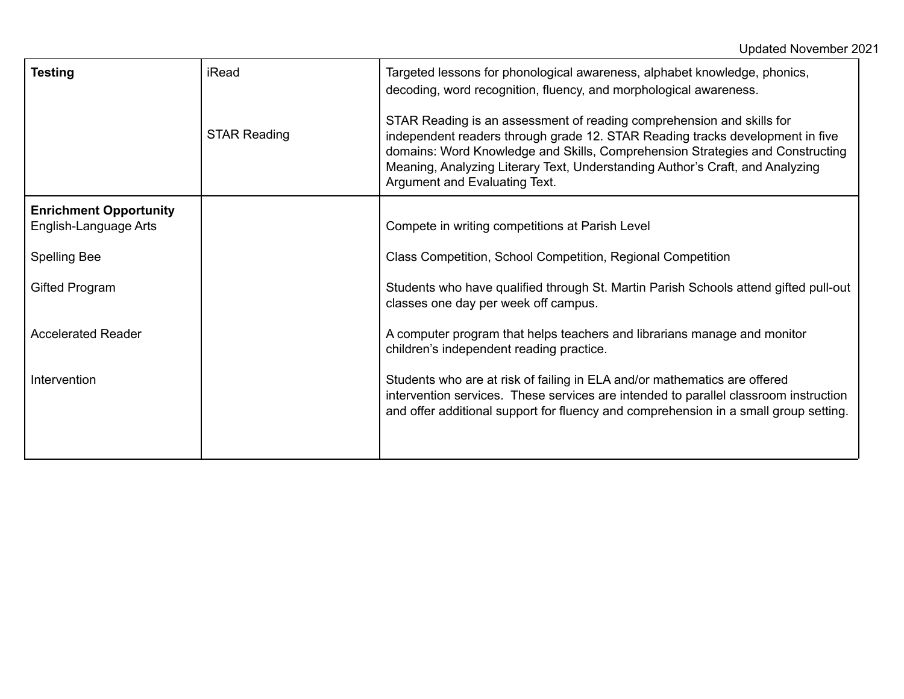Updated November 2021

| | | |
|---|---|---|
| **Testing** | iRead | Targeted lessons for phonological awareness, alphabet knowledge, phonics, decoding, word recognition, fluency, and morphological awareness. |
| | STAR Reading | STAR Reading is an assessment of reading comprehension and skills for independent readers through grade 12. STAR Reading tracks development in five domains: Word Knowledge and Skills, Comprehension Strategies and Constructing Meaning, Analyzing Literary Text, Understanding Author's Craft, and Analyzing Argument and Evaluating Text. |
| **Enrichment Opportunity** | | |
| English-Language Arts | | Compete in writing competitions at Parish Level |
| Spelling Bee | | Class Competition, School Competition, Regional Competition |
| Gifted Program | | Students who have qualified through St. Martin Parish Schools attend gifted pull-out classes one day per week off campus. |
| Accelerated Reader | | A computer program that helps teachers and librarians manage and monitor children's independent reading practice. |
| Intervention | | Students who are at risk of failing in ELA and/or mathematics are offered intervention services. These services are intended to parallel classroom instruction and offer additional support for fluency and comprehension in a small group setting. |